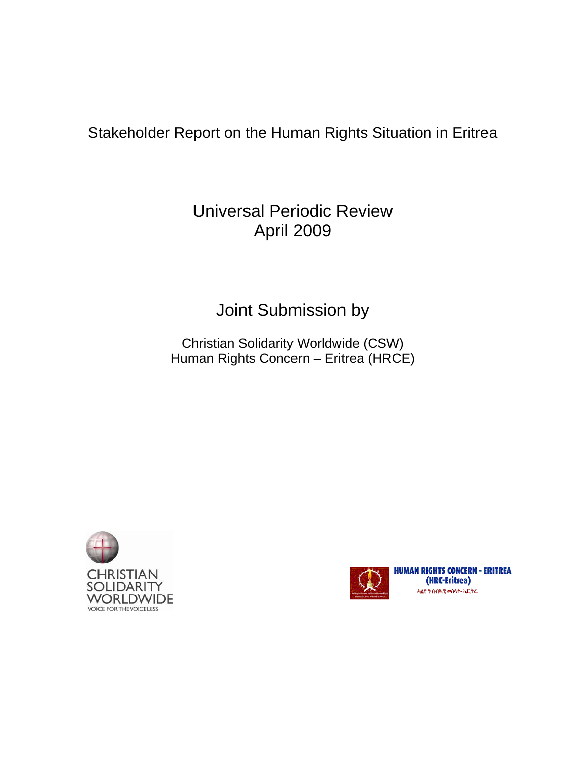# Stakeholder Report on the Human Rights Situation in Eritrea

## Universal Periodic Review
## April 2009

## Joint Submission by

Christian Solidarity Worldwide (CSW)
Human Rights Concern – Eritrea (HRCE)

CHRISTIAN SOLIDARITY WORLDWIDE
VOICE FOR THE VOICELESS

HUMAN RIGHTS CONCERN - ERITREA
(HRC-Eritrea)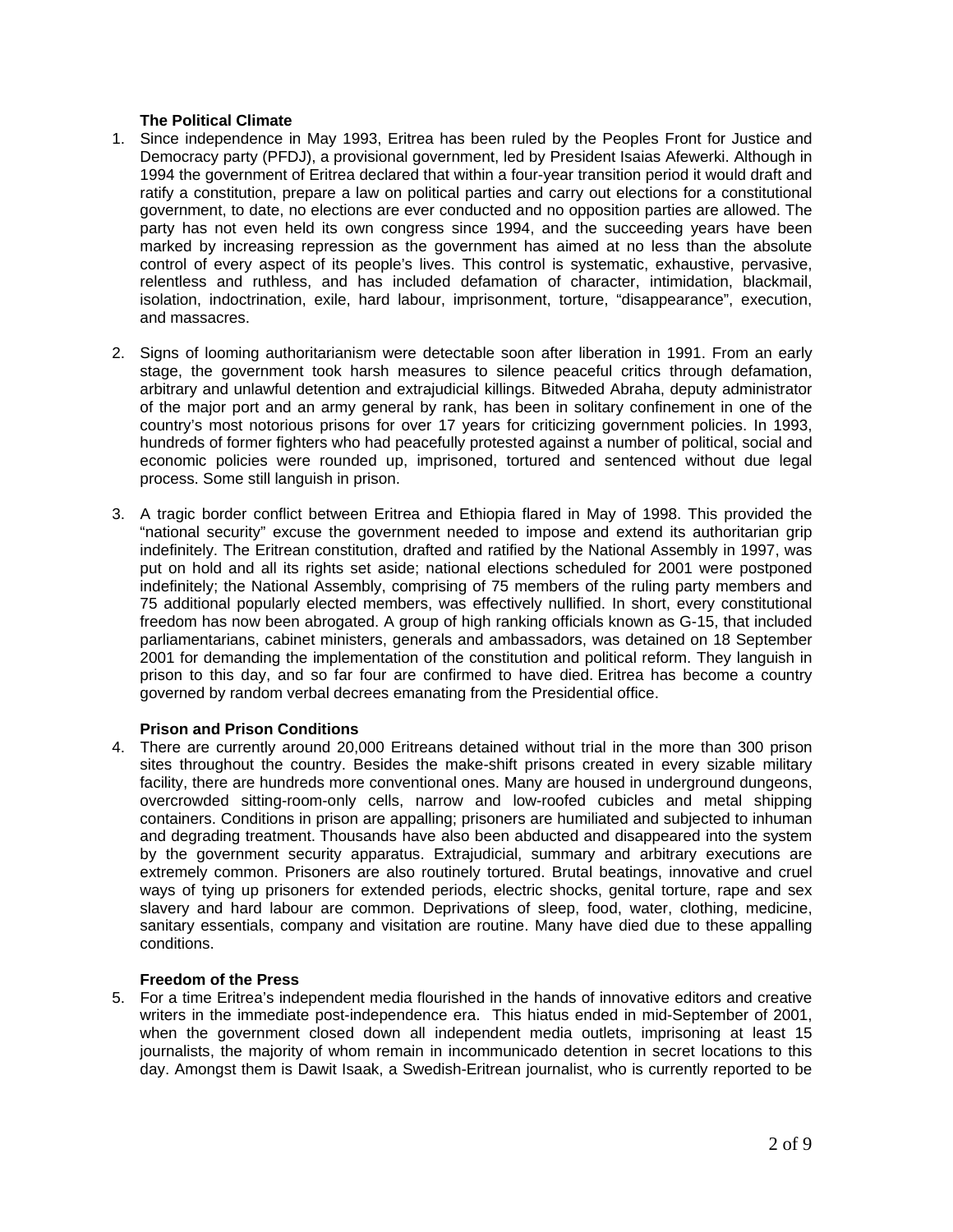**The Political Climate**

1. Since independence in May 1993, Eritrea has been ruled by the Peoples Front for Justice and Democracy party (PFDJ), a provisional government, led by President Isaias Afewerki. Although in 1994 the government of Eritrea declared that within a four-year transition period it would draft and ratify a constitution, prepare a law on political parties and carry out elections for a constitutional government, to date, no elections are ever conducted and no opposition parties are allowed. The party has not even held its own congress since 1994, and the succeeding years have been marked by increasing repression as the government has aimed at no less than the absolute control of every aspect of its people's lives. This control is systematic, exhaustive, pervasive, relentless and ruthless, and has included defamation of character, intimidation, blackmail, isolation, indoctrination, exile, hard labour, imprisonment, torture, "disappearance", execution, and massacres.

2. Signs of looming authoritarianism were detectable soon after liberation in 1991. From an early stage, the government took harsh measures to silence peaceful critics through defamation, arbitrary and unlawful detention and extrajudicial killings. Bitweded Abraha, deputy administrator of the major port and an army general by rank, has been in solitary confinement in one of the country's most notorious prisons for over 17 years for criticizing government policies. In 1993, hundreds of former fighters who had peacefully protested against a number of political, social and economic policies were rounded up, imprisoned, tortured and sentenced without due legal process. Some still languish in prison.

3. A tragic border conflict between Eritrea and Ethiopia flared in May of 1998. This provided the "national security" excuse the government needed to impose and extend its authoritarian grip indefinitely. The Eritrean constitution, drafted and ratified by the National Assembly in 1997, was put on hold and all its rights set aside; national elections scheduled for 2001 were postponed indefinitely; the National Assembly, comprising of 75 members of the ruling party members and 75 additional popularly elected members, was effectively nullified. In short, every constitutional freedom has now been abrogated. A group of high ranking officials known as G-15, that included parliamentarians, cabinet ministers, generals and ambassadors, was detained on 18 September 2001 for demanding the implementation of the constitution and political reform. They languish in prison to this day, and so far four are confirmed to have died. Eritrea has become a country governed by random verbal decrees emanating from the Presidential office.

**Prison and Prison Conditions**

4. There are currently around 20,000 Eritreans detained without trial in the more than 300 prison sites throughout the country. Besides the make-shift prisons created in every sizable military facility, there are hundreds more conventional ones. Many are housed in underground dungeons, overcrowded sitting-room-only cells, narrow and low-roofed cubicles and metal shipping containers. Conditions in prison are appalling; prisoners are humiliated and subjected to inhuman and degrading treatment. Thousands have also been abducted and disappeared into the system by the government security apparatus. Extrajudicial, summary and arbitrary executions are extremely common. Prisoners are also routinely tortured. Brutal beatings, innovative and cruel ways of tying up prisoners for extended periods, electric shocks, genital torture, rape and sex slavery and hard labour are common. Deprivations of sleep, food, water, clothing, medicine, sanitary essentials, company and visitation are routine. Many have died due to these appalling conditions.

**Freedom of the Press**

5. For a time Eritrea's independent media flourished in the hands of innovative editors and creative writers in the immediate post-independence era. This hiatus ended in mid-September of 2001, when the government closed down all independent media outlets, imprisoning at least 15 journalists, the majority of whom remain in incommunicado detention in secret locations to this day. Amongst them is Dawit Isaak, a Swedish-Eritrean journalist, who is currently reported to be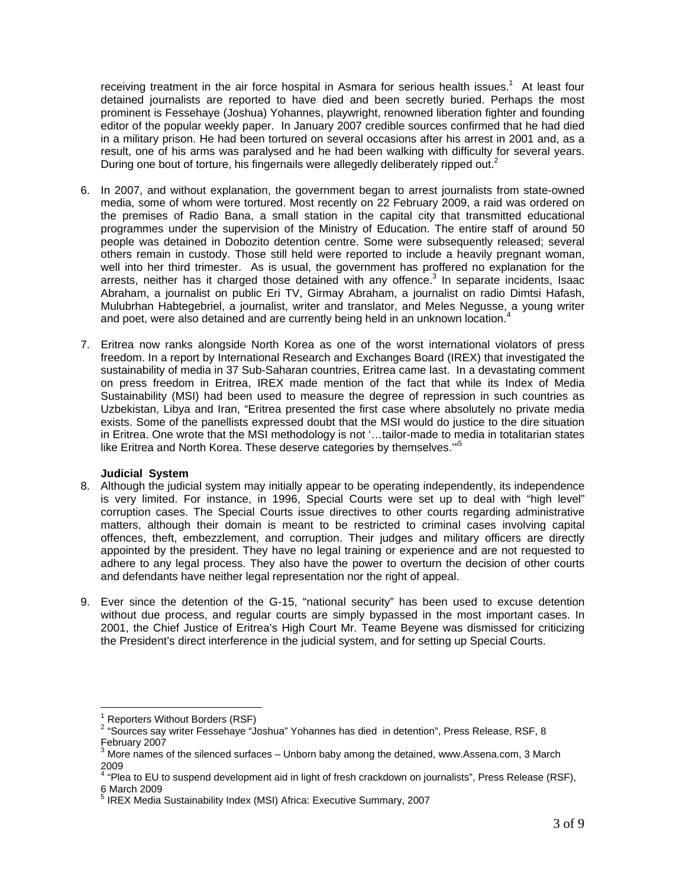receiving treatment in the air force hospital in Asmara for serious health issues.[1] At least four detained journalists are reported to have died and been secretly buried. Perhaps the most prominent is Fessehaye (Joshua) Yohannes, playwright, renowned liberation fighter and founding editor of the popular weekly paper. In January 2007 credible sources confirmed that he had died in a military prison. He had been tortured on several occasions after his arrest in 2001 and, as a result, one of his arms was paralysed and he had been walking with difficulty for several years. During one bout of torture, his fingernails were allegedly deliberately ripped out.[2]

6. In 2007, and without explanation, the government began to arrest journalists from state-owned media, some of whom were tortured. Most recently on 22 February 2009, a raid was ordered on the premises of Radio Bana, a small station in the capital city that transmitted educational programmes under the supervision of the Ministry of Education. The entire staff of around 50 people was detained in Dobozito detention centre. Some were subsequently released; several others remain in custody. Those still held were reported to include a heavily pregnant woman, well into her third trimester. As is usual, the government has proffered no explanation for the arrests, neither has it charged those detained with any offence.[3] In separate incidents, Isaac Abraham, a journalist on public Eri TV, Girmay Abraham, a journalist on radio Dimtsi Hafash, Mulubrhan Habtegebriel, a journalist, writer and translator, and Meles Negusse, a young writer and poet, were also detained and are currently being held in an unknown location.[4]

7. Eritrea now ranks alongside North Korea as one of the worst international violators of press freedom. In a report by International Research and Exchanges Board (IREX) that investigated the sustainability of media in 37 Sub-Saharan countries, Eritrea came last. In a devastating comment on press freedom in Eritrea, IREX made mention of the fact that while its Index of Media Sustainability (MSI) had been used to measure the degree of repression in such countries as Uzbekistan, Libya and Iran, "Eritrea presented the first case where absolutely no private media exists. Some of the panellists expressed doubt that the MSI would do justice to the dire situation in Eritrea. One wrote that the MSI methodology is not '…tailor-made to media in totalitarian states like Eritrea and North Korea. These deserve categories by themselves.'"[5]

**Judicial System**

8. Although the judicial system may initially appear to be operating independently, its independence is very limited. For instance, in 1996, Special Courts were set up to deal with "high level" corruption cases. The Special Courts issue directives to other courts regarding administrative matters, although their domain is meant to be restricted to criminal cases involving capital offences, theft, embezzlement, and corruption. Their judges and military officers are directly appointed by the president. They have no legal training or experience and are not requested to adhere to any legal process. They also have the power to overturn the decision of other courts and defendants have neither legal representation nor the right of appeal.

9. Ever since the detention of the G-15, "national security" has been used to excuse detention without due process, and regular courts are simply bypassed in the most important cases. In 2001, the Chief Justice of Eritrea's High Court Mr. Teame Beyene was dismissed for criticizing the President's direct interference in the judicial system, and for setting up Special Courts.

---

[1] Reporters Without Borders (RSF)

[2] "Sources say writer Fessehaye "Joshua" Yohannes has died in detention", Press Release, RSF, 8 February 2007

[3] More names of the silenced surfaces – Unborn baby among the detained, www.Assena.com, 3 March 2009

[4] "Plea to EU to suspend development aid in light of fresh crackdown on journalists", Press Release (RSF), 6 March 2009

[5] IREX Media Sustainability Index (MSI) Africa: Executive Summary, 2007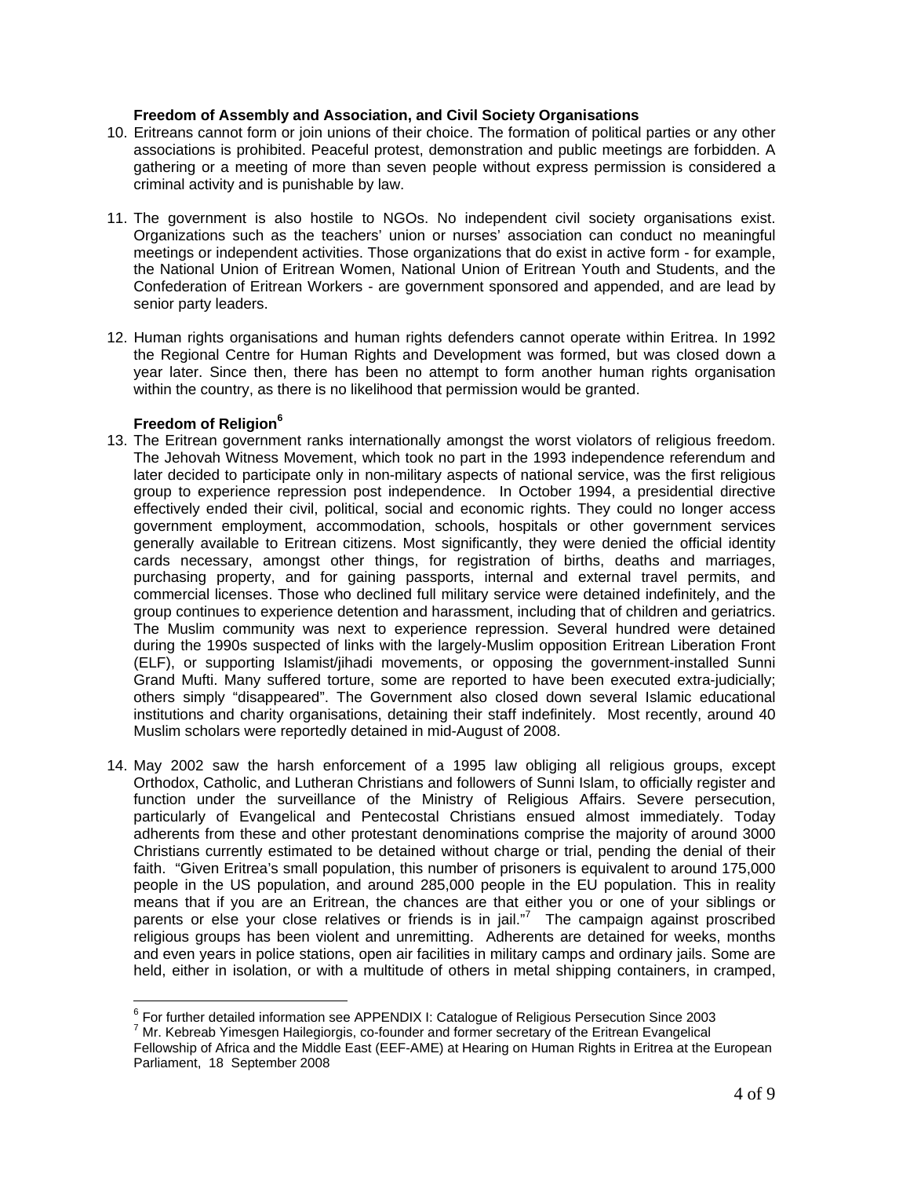**Freedom of Assembly and Association, and Civil Society Organisations**

10. Eritreans cannot form or join unions of their choice. The formation of political parties or any other associations is prohibited. Peaceful protest, demonstration and public meetings are forbidden. A gathering or a meeting of more than seven people without express permission is considered a criminal activity and is punishable by law.

11. The government is also hostile to NGOs. No independent civil society organisations exist. Organizations such as the teachers' union or nurses' association can conduct no meaningful meetings or independent activities. Those organizations that do exist in active form - for example, the National Union of Eritrean Women, National Union of Eritrean Youth and Students, and the Confederation of Eritrean Workers - are government sponsored and appended, and are lead by senior party leaders.

12. Human rights organisations and human rights defenders cannot operate within Eritrea. In 1992 the Regional Centre for Human Rights and Development was formed, but was closed down a year later. Since then, there has been no attempt to form another human rights organisation within the country, as there is no likelihood that permission would be granted.

**Freedom of Religion**[6]

13. The Eritrean government ranks internationally amongst the worst violators of religious freedom. The Jehovah Witness Movement, which took no part in the 1993 independence referendum and later decided to participate only in non-military aspects of national service, was the first religious group to experience repression post independence. In October 1994, a presidential directive effectively ended their civil, political, social and economic rights. They could no longer access government employment, accommodation, schools, hospitals or other government services generally available to Eritrean citizens. Most significantly, they were denied the official identity cards necessary, amongst other things, for registration of births, deaths and marriages, purchasing property, and for gaining passports, internal and external travel permits, and commercial licenses. Those who declined full military service were detained indefinitely, and the group continues to experience detention and harassment, including that of children and geriatrics. The Muslim community was next to experience repression. Several hundred were detained during the 1990s suspected of links with the largely-Muslim opposition Eritrean Liberation Front (ELF), or supporting Islamist/jihadi movements, or opposing the government-installed Sunni Grand Mufti. Many suffered torture, some are reported to have been executed extra-judicially; others simply "disappeared". The Government also closed down several Islamic educational institutions and charity organisations, detaining their staff indefinitely. Most recently, around 40 Muslim scholars were reportedly detained in mid-August of 2008.

14. May 2002 saw the harsh enforcement of a 1995 law obliging all religious groups, except Orthodox, Catholic, and Lutheran Christians and followers of Sunni Islam, to officially register and function under the surveillance of the Ministry of Religious Affairs. Severe persecution, particularly of Evangelical and Pentecostal Christians ensued almost immediately. Today adherents from these and other protestant denominations comprise the majority of around 3000 Christians currently estimated to be detained without charge or trial, pending the denial of their faith. "Given Eritrea's small population, this number of prisoners is equivalent to around 175,000 people in the US population, and around 285,000 people in the EU population. This in reality means that if you are an Eritrean, the chances are that either you or one of your siblings or parents or else your close relatives or friends is in jail."[7] The campaign against proscribed religious groups has been violent and unremitting. Adherents are detained for weeks, months and even years in police stations, open air facilities in military camps and ordinary jails. Some are held, either in isolation, or with a multitude of others in metal shipping containers, in cramped,

---

[6] For further detailed information see APPENDIX I: Catalogue of Religious Persecution Since 2003

[7] Mr. Kebreab Yimesgen Hailegiorgis, co-founder and former secretary of the Eritrean Evangelical Fellowship of Africa and the Middle East (EEF-AME) at Hearing on Human Rights in Eritrea at the European Parliament, 18 September 2008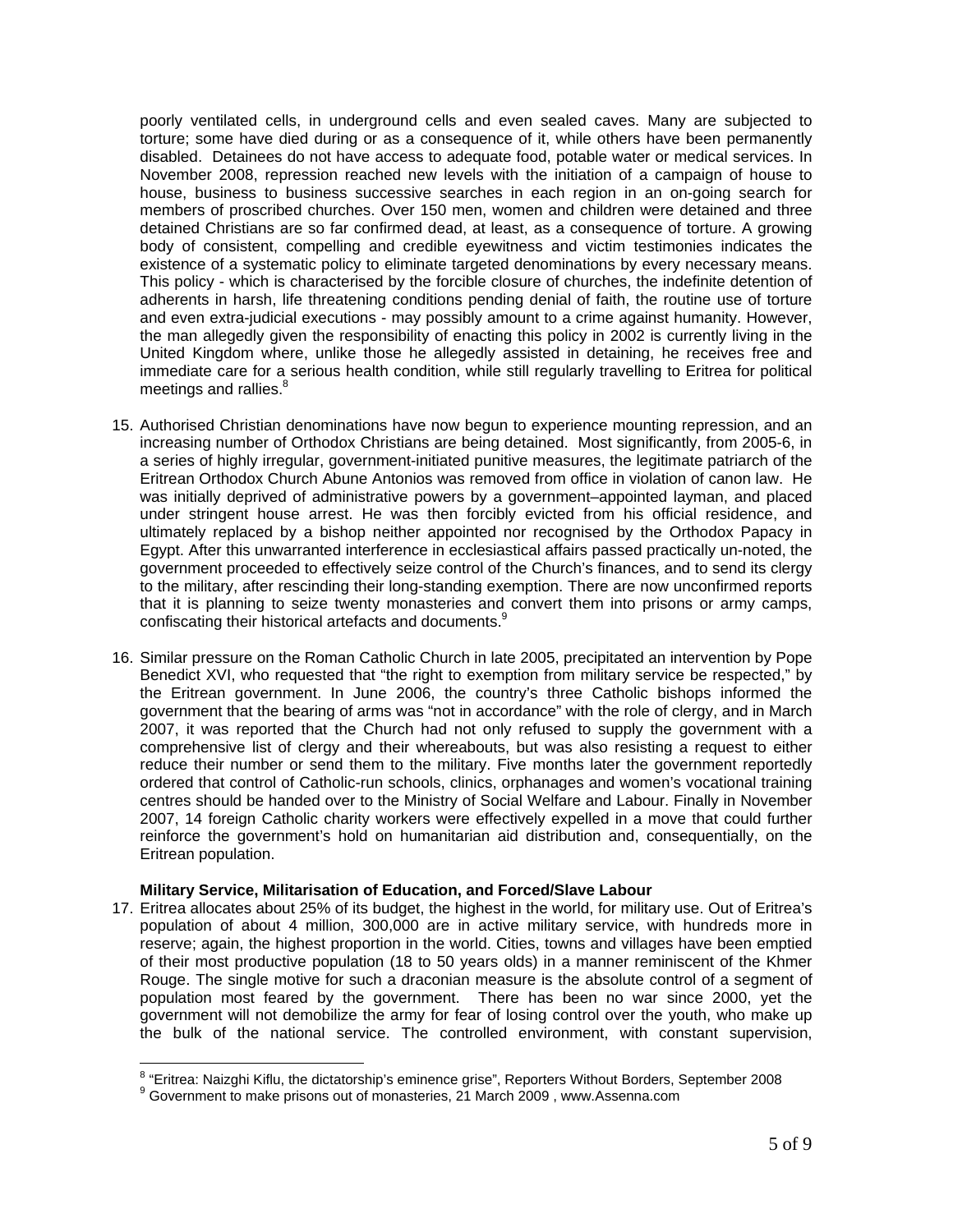poorly ventilated cells, in underground cells and even sealed caves. Many are subjected to torture; some have died during or as a consequence of it, while others have been permanently disabled. Detainees do not have access to adequate food, potable water or medical services. In November 2008, repression reached new levels with the initiation of a campaign of house to house, business to business successive searches in each region in an on-going search for members of proscribed churches. Over 150 men, women and children were detained and three detained Christians are so far confirmed dead, at least, as a consequence of torture. A growing body of consistent, compelling and credible eyewitness and victim testimonies indicates the existence of a systematic policy to eliminate targeted denominations by every necessary means. This policy - which is characterised by the forcible closure of churches, the indefinite detention of adherents in harsh, life threatening conditions pending denial of faith, the routine use of torture and even extra-judicial executions - may possibly amount to a crime against humanity. However, the man allegedly given the responsibility of enacting this policy in 2002 is currently living in the United Kingdom where, unlike those he allegedly assisted in detaining, he receives free and immediate care for a serious health condition, while still regularly travelling to Eritrea for political meetings and rallies.[8]

15. Authorised Christian denominations have now begun to experience mounting repression, and an increasing number of Orthodox Christians are being detained. Most significantly, from 2005-6, in a series of highly irregular, government-initiated punitive measures, the legitimate patriarch of the Eritrean Orthodox Church Abune Antonios was removed from office in violation of canon law. He was initially deprived of administrative powers by a government–appointed layman, and placed under stringent house arrest. He was then forcibly evicted from his official residence, and ultimately replaced by a bishop neither appointed nor recognised by the Orthodox Papacy in Egypt. After this unwarranted interference in ecclesiastical affairs passed practically un-noted, the government proceeded to effectively seize control of the Church's finances, and to send its clergy to the military, after rescinding their long-standing exemption. There are now unconfirmed reports that it is planning to seize twenty monasteries and convert them into prisons or army camps, confiscating their historical artefacts and documents.[9]

16. Similar pressure on the Roman Catholic Church in late 2005, precipitated an intervention by Pope Benedict XVI, who requested that "the right to exemption from military service be respected," by the Eritrean government. In June 2006, the country's three Catholic bishops informed the government that the bearing of arms was "not in accordance" with the role of clergy, and in March 2007, it was reported that the Church had not only refused to supply the government with a comprehensive list of clergy and their whereabouts, but was also resisting a request to either reduce their number or send them to the military. Five months later the government reportedly ordered that control of Catholic-run schools, clinics, orphanages and women's vocational training centres should be handed over to the Ministry of Social Welfare and Labour. Finally in November 2007, 14 foreign Catholic charity workers were effectively expelled in a move that could further reinforce the government's hold on humanitarian aid distribution and, consequentially, on the Eritrean population.

**Military Service, Militarisation of Education, and Forced/Slave Labour**

17. Eritrea allocates about 25% of its budget, the highest in the world, for military use. Out of Eritrea's population of about 4 million, 300,000 are in active military service, with hundreds more in reserve; again, the highest proportion in the world. Cities, towns and villages have been emptied of their most productive population (18 to 50 years olds) in a manner reminiscent of the Khmer Rouge. The single motive for such a draconian measure is the absolute control of a segment of population most feared by the government. There has been no war since 2000, yet the government will not demobilize the army for fear of losing control over the youth, who make up the bulk of the national service. The controlled environment, with constant supervision,

[8] "Eritrea: Naizghi Kiflu, the dictatorship's eminence grise", Reporters Without Borders, September 2008

[9] Government to make prisons out of monasteries, 21 March 2009 , www.Assenna.com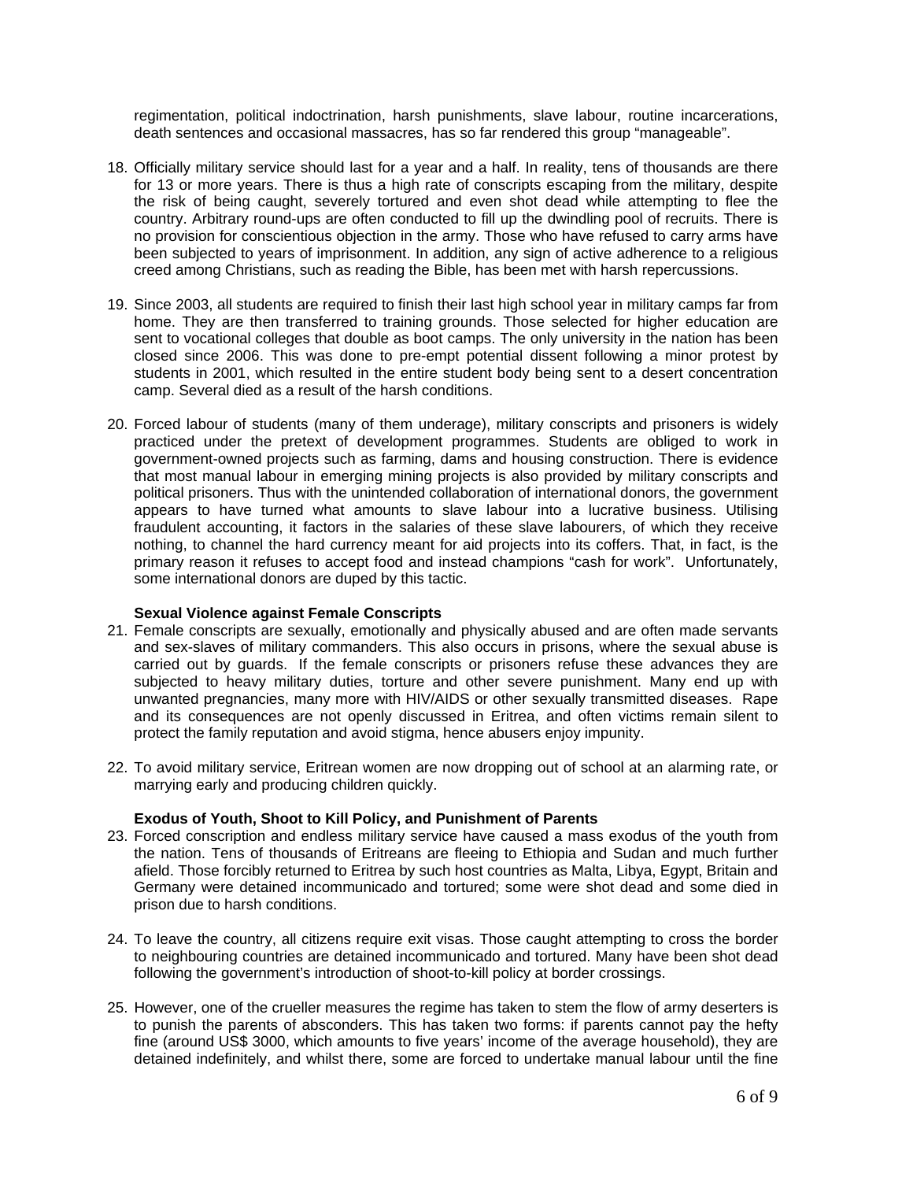regimentation, political indoctrination, harsh punishments, slave labour, routine incarcerations, death sentences and occasional massacres, has so far rendered this group "manageable".

18. Officially military service should last for a year and a half. In reality, tens of thousands are there for 13 or more years. There is thus a high rate of conscripts escaping from the military, despite the risk of being caught, severely tortured and even shot dead while attempting to flee the country. Arbitrary round-ups are often conducted to fill up the dwindling pool of recruits. There is no provision for conscientious objection in the army. Those who have refused to carry arms have been subjected to years of imprisonment. In addition, any sign of active adherence to a religious creed among Christians, such as reading the Bible, has been met with harsh repercussions.

19. Since 2003, all students are required to finish their last high school year in military camps far from home. They are then transferred to training grounds. Those selected for higher education are sent to vocational colleges that double as boot camps. The only university in the nation has been closed since 2006. This was done to pre-empt potential dissent following a minor protest by students in 2001, which resulted in the entire student body being sent to a desert concentration camp. Several died as a result of the harsh conditions.

20. Forced labour of students (many of them underage), military conscripts and prisoners is widely practiced under the pretext of development programmes. Students are obliged to work in government-owned projects such as farming, dams and housing construction. There is evidence that most manual labour in emerging mining projects is also provided by military conscripts and political prisoners. Thus with the unintended collaboration of international donors, the government appears to have turned what amounts to slave labour into a lucrative business. Utilising fraudulent accounting, it factors in the salaries of these slave labourers, of which they receive nothing, to channel the hard currency meant for aid projects into its coffers. That, in fact, is the primary reason it refuses to accept food and instead champions "cash for work". Unfortunately, some international donors are duped by this tactic.

**Sexual Violence against Female Conscripts**

21. Female conscripts are sexually, emotionally and physically abused and are often made servants and sex-slaves of military commanders. This also occurs in prisons, where the sexual abuse is carried out by guards. If the female conscripts or prisoners refuse these advances they are subjected to heavy military duties, torture and other severe punishment. Many end up with unwanted pregnancies, many more with HIV/AIDS or other sexually transmitted diseases. Rape and its consequences are not openly discussed in Eritrea, and often victims remain silent to protect the family reputation and avoid stigma, hence abusers enjoy impunity.

22. To avoid military service, Eritrean women are now dropping out of school at an alarming rate, or marrying early and producing children quickly.

**Exodus of Youth, Shoot to Kill Policy, and Punishment of Parents**

23. Forced conscription and endless military service have caused a mass exodus of the youth from the nation. Tens of thousands of Eritreans are fleeing to Ethiopia and Sudan and much further afield. Those forcibly returned to Eritrea by such host countries as Malta, Libya, Egypt, Britain and Germany were detained incommunicado and tortured; some were shot dead and some died in prison due to harsh conditions.

24. To leave the country, all citizens require exit visas. Those caught attempting to cross the border to neighbouring countries are detained incommunicado and tortured. Many have been shot dead following the government's introduction of shoot-to-kill policy at border crossings.

25. However, one of the crueller measures the regime has taken to stem the flow of army deserters is to punish the parents of absconders. This has taken two forms: if parents cannot pay the hefty fine (around US$ 3000, which amounts to five years' income of the average household), they are detained indefinitely, and whilst there, some are forced to undertake manual labour until the fine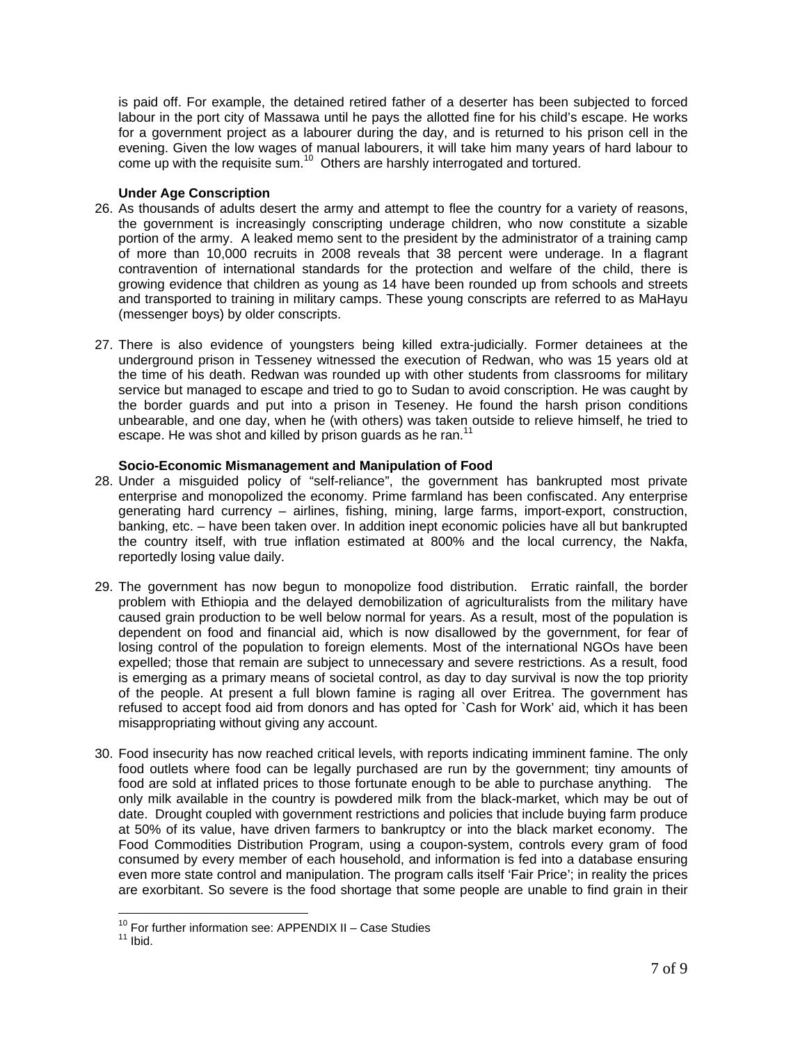is paid off. For example, the detained retired father of a deserter has been subjected to forced labour in the port city of Massawa until he pays the allotted fine for his child's escape. He works for a government project as a labourer during the day, and is returned to his prison cell in the evening. Given the low wages of manual labourers, it will take him many years of hard labour to come up with the requisite sum.[10] Others are harshly interrogated and tortured.

**Under Age Conscription**

26. As thousands of adults desert the army and attempt to flee the country for a variety of reasons, the government is increasingly conscripting underage children, who now constitute a sizable portion of the army. A leaked memo sent to the president by the administrator of a training camp of more than 10,000 recruits in 2008 reveals that 38 percent were underage. In a flagrant contravention of international standards for the protection and welfare of the child, there is growing evidence that children as young as 14 have been rounded up from schools and streets and transported to training in military camps. These young conscripts are referred to as MaHayu (messenger boys) by older conscripts.

27. There is also evidence of youngsters being killed extra-judicially. Former detainees at the underground prison in Tesseney witnessed the execution of Redwan, who was 15 years old at the time of his death. Redwan was rounded up with other students from classrooms for military service but managed to escape and tried to go to Sudan to avoid conscription. He was caught by the border guards and put into a prison in Teseney. He found the harsh prison conditions unbearable, and one day, when he (with others) was taken outside to relieve himself, he tried to escape. He was shot and killed by prison guards as he ran.[11]

**Socio-Economic Mismanagement and Manipulation of Food**

28. Under a misguided policy of "self-reliance", the government has bankrupted most private enterprise and monopolized the economy. Prime farmland has been confiscated. Any enterprise generating hard currency – airlines, fishing, mining, large farms, import-export, construction, banking, etc. – have been taken over. In addition inept economic policies have all but bankrupted the country itself, with true inflation estimated at 800% and the local currency, the Nakfa, reportedly losing value daily.

29. The government has now begun to monopolize food distribution. Erratic rainfall, the border problem with Ethiopia and the delayed demobilization of agriculturalists from the military have caused grain production to be well below normal for years. As a result, most of the population is dependent on food and financial aid, which is now disallowed by the government, for fear of losing control of the population to foreign elements. Most of the international NGOs have been expelled; those that remain are subject to unnecessary and severe restrictions. As a result, food is emerging as a primary means of societal control, as day to day survival is now the top priority of the people. At present a full blown famine is raging all over Eritrea. The government has refused to accept food aid from donors and has opted for `Cash for Work' aid, which it has been misappropriating without giving any account.

30. Food insecurity has now reached critical levels, with reports indicating imminent famine. The only food outlets where food can be legally purchased are run by the government; tiny amounts of food are sold at inflated prices to those fortunate enough to be able to purchase anything. The only milk available in the country is powdered milk from the black-market, which may be out of date. Drought coupled with government restrictions and policies that include buying farm produce at 50% of its value, have driven farmers to bankruptcy or into the black market economy. The Food Commodities Distribution Program, using a coupon-system, controls every gram of food consumed by every member of each household, and information is fed into a database ensuring even more state control and manipulation. The program calls itself 'Fair Price'; in reality the prices are exorbitant. So severe is the food shortage that some people are unable to find grain in their

---

[10] For further information see: APPENDIX II – Case Studies

[11] Ibid.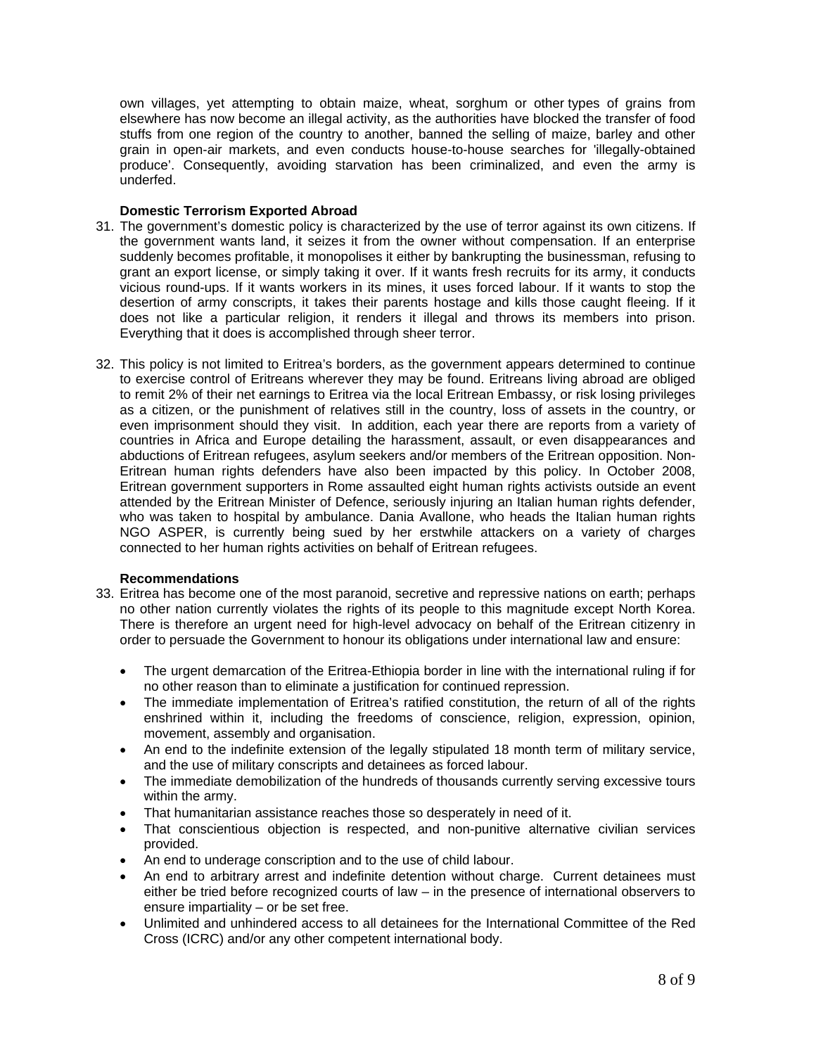own villages, yet attempting to obtain maize, wheat, sorghum or other types of grains from elsewhere has now become an illegal activity, as the authorities have blocked the transfer of food stuffs from one region of the country to another, banned the selling of maize, barley and other grain in open-air markets, and even conducts house-to-house searches for 'illegally-obtained produce'. Consequently, avoiding starvation has been criminalized, and even the army is underfed.

**Domestic Terrorism Exported Abroad**

31. The government's domestic policy is characterized by the use of terror against its own citizens. If the government wants land, it seizes it from the owner without compensation. If an enterprise suddenly becomes profitable, it monopolises it either by bankrupting the businessman, refusing to grant an export license, or simply taking it over. If it wants fresh recruits for its army, it conducts vicious round-ups. If it wants workers in its mines, it uses forced labour. If it wants to stop the desertion of army conscripts, it takes their parents hostage and kills those caught fleeing. If it does not like a particular religion, it renders it illegal and throws its members into prison. Everything that it does is accomplished through sheer terror.

32. This policy is not limited to Eritrea's borders, as the government appears determined to continue to exercise control of Eritreans wherever they may be found. Eritreans living abroad are obliged to remit 2% of their net earnings to Eritrea via the local Eritrean Embassy, or risk losing privileges as a citizen, or the punishment of relatives still in the country, loss of assets in the country, or even imprisonment should they visit. In addition, each year there are reports from a variety of countries in Africa and Europe detailing the harassment, assault, or even disappearances and abductions of Eritrean refugees, asylum seekers and/or members of the Eritrean opposition. Non-Eritrean human rights defenders have also been impacted by this policy. In October 2008, Eritrean government supporters in Rome assaulted eight human rights activists outside an event attended by the Eritrean Minister of Defence, seriously injuring an Italian human rights defender, who was taken to hospital by ambulance. Dania Avallone, who heads the Italian human rights NGO ASPER, is currently being sued by her erstwhile attackers on a variety of charges connected to her human rights activities on behalf of Eritrean refugees.

**Recommendations**

33. Eritrea has become one of the most paranoid, secretive and repressive nations on earth; perhaps no other nation currently violates the rights of its people to this magnitude except North Korea. There is therefore an urgent need for high-level advocacy on behalf of the Eritrean citizenry in order to persuade the Government to honour its obligations under international law and ensure:

    - The urgent demarcation of the Eritrea-Ethiopia border in line with the international ruling if for no other reason than to eliminate a justification for continued repression.
    - The immediate implementation of Eritrea's ratified constitution, the return of all of the rights enshrined within it, including the freedoms of conscience, religion, expression, opinion, movement, assembly and organisation.
    - An end to the indefinite extension of the legally stipulated 18 month term of military service, and the use of military conscripts and detainees as forced labour.
    - The immediate demobilization of the hundreds of thousands currently serving excessive tours within the army.
    - That humanitarian assistance reaches those so desperately in need of it.
    - That conscientious objection is respected, and non-punitive alternative civilian services provided.
    - An end to underage conscription and to the use of child labour.
    - An end to arbitrary arrest and indefinite detention without charge. Current detainees must either be tried before recognized courts of law – in the presence of international observers to ensure impartiality – or be set free.
    - Unlimited and unhindered access to all detainees for the International Committee of the Red Cross (ICRC) and/or any other competent international body.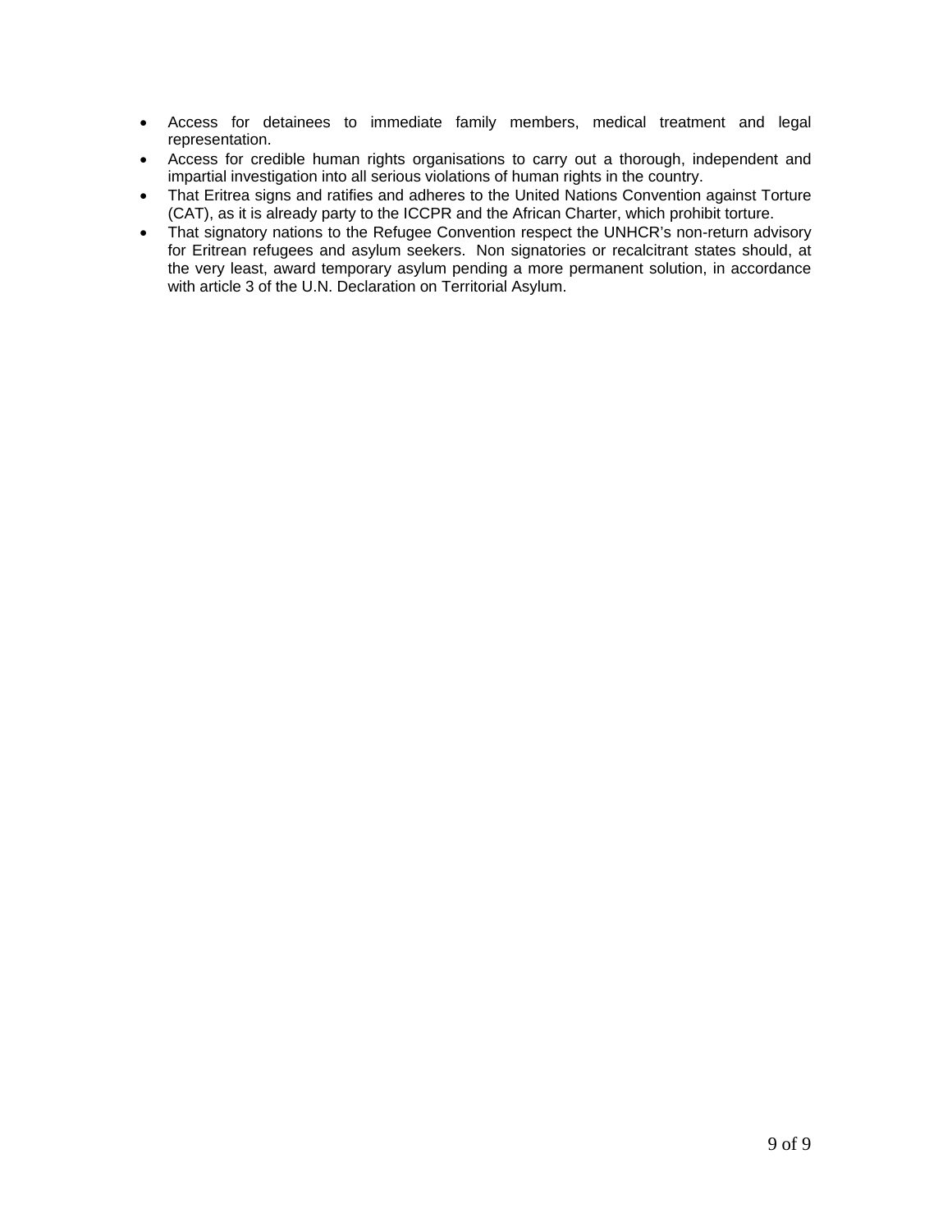- Access for detainees to immediate family members, medical treatment and legal representation.
- Access for credible human rights organisations to carry out a thorough, independent and impartial investigation into all serious violations of human rights in the country.
- That Eritrea signs and ratifies and adheres to the United Nations Convention against Torture (CAT), as it is already party to the ICCPR and the African Charter, which prohibit torture.
- That signatory nations to the Refugee Convention respect the UNHCR's non-return advisory for Eritrean refugees and asylum seekers. Non signatories or recalcitrant states should, at the very least, award temporary asylum pending a more permanent solution, in accordance with article 3 of the U.N. Declaration on Territorial Asylum.